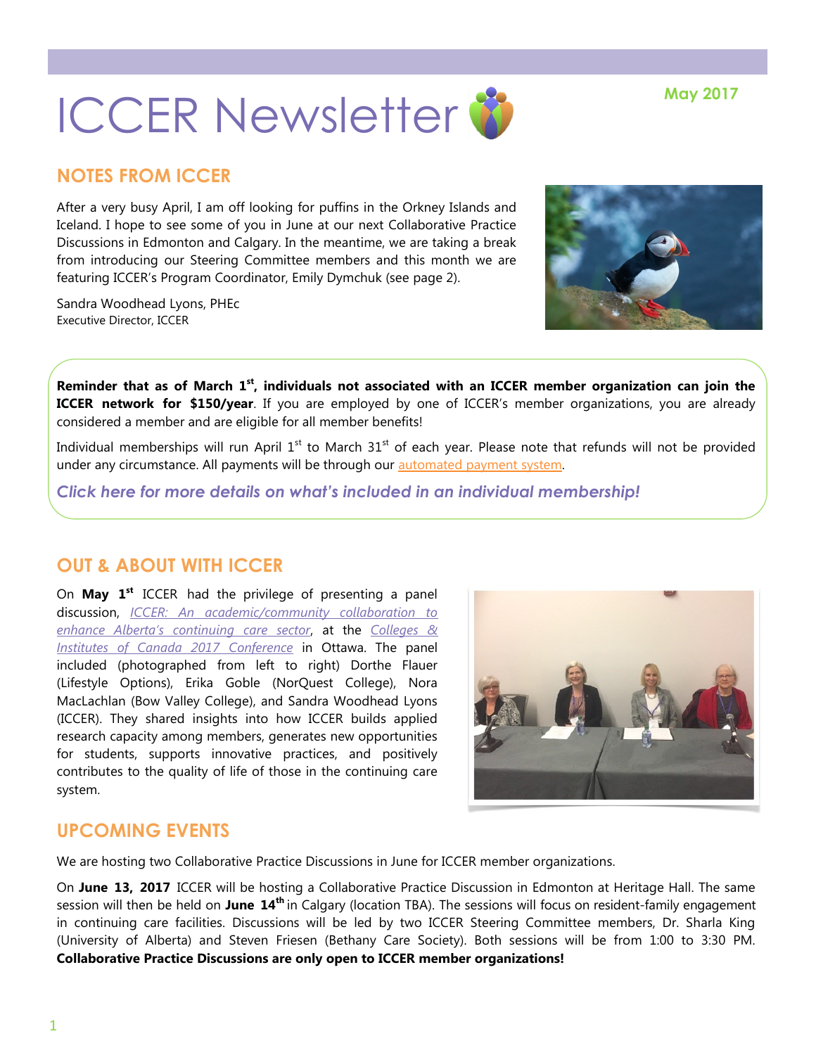# ICCER Newsletter

**May 2017**

## NOTES FROM ICCER

After a very busy April, I am off looking for puffins in the Orkney Islands and Iceland. I hope to see some of you in June at our next Collaborative Practice Discussions in Edmonton and Calgary. In the meantime, we are taking a break from introducing our Steering Committee members and this month we are featuring ICCER's Program Coordinator, Emily Dymchuk (see page 2).

Sandra Woodhead Lyons, PHEc
Executive Director, ICCER

**Reminder that as of March 1st, individuals not associated with an ICCER member organization can join the ICCER network for $150/year**. If you are employed by one of ICCER's member organizations, you are already considered a member and are eligible for all member benefits!

Individual memberships will run April 1st to March 31st of each year. Please note that refunds will not be provided under any circumstance. All payments will be through our automated payment system.

***Click here for more details on what's included in an individual membership!***

## OUT & ABOUT WITH ICCER

On **May 1st** ICCER had the privilege of presenting a panel discussion, *ICCER: An academic/community collaboration to enhance Alberta's continuing care sector*, at the *Colleges & Institutes of Canada 2017 Conference* in Ottawa. The panel included (photographed from left to right) Dorthe Flauer (Lifestyle Options), Erika Goble (NorQuest College), Nora MacLachlan (Bow Valley College), and Sandra Woodhead Lyons (ICCER). They shared insights into how ICCER builds applied research capacity among members, generates new opportunities for students, supports innovative practices, and positively contributes to the quality of life of those in the continuing care system.

## UPCOMING EVENTS

We are hosting two Collaborative Practice Discussions in June for ICCER member organizations.

On **June 13, 2017** ICCER will be hosting a Collaborative Practice Discussion in Edmonton at Heritage Hall. The same session will then be held on **June 14th** in Calgary (location TBA). The sessions will focus on resident-family engagement in continuing care facilities. Discussions will be led by two ICCER Steering Committee members, Dr. Sharla King (University of Alberta) and Steven Friesen (Bethany Care Society). Both sessions will be from 1:00 to 3:30 PM. **Collaborative Practice Discussions are only open to ICCER member organizations!**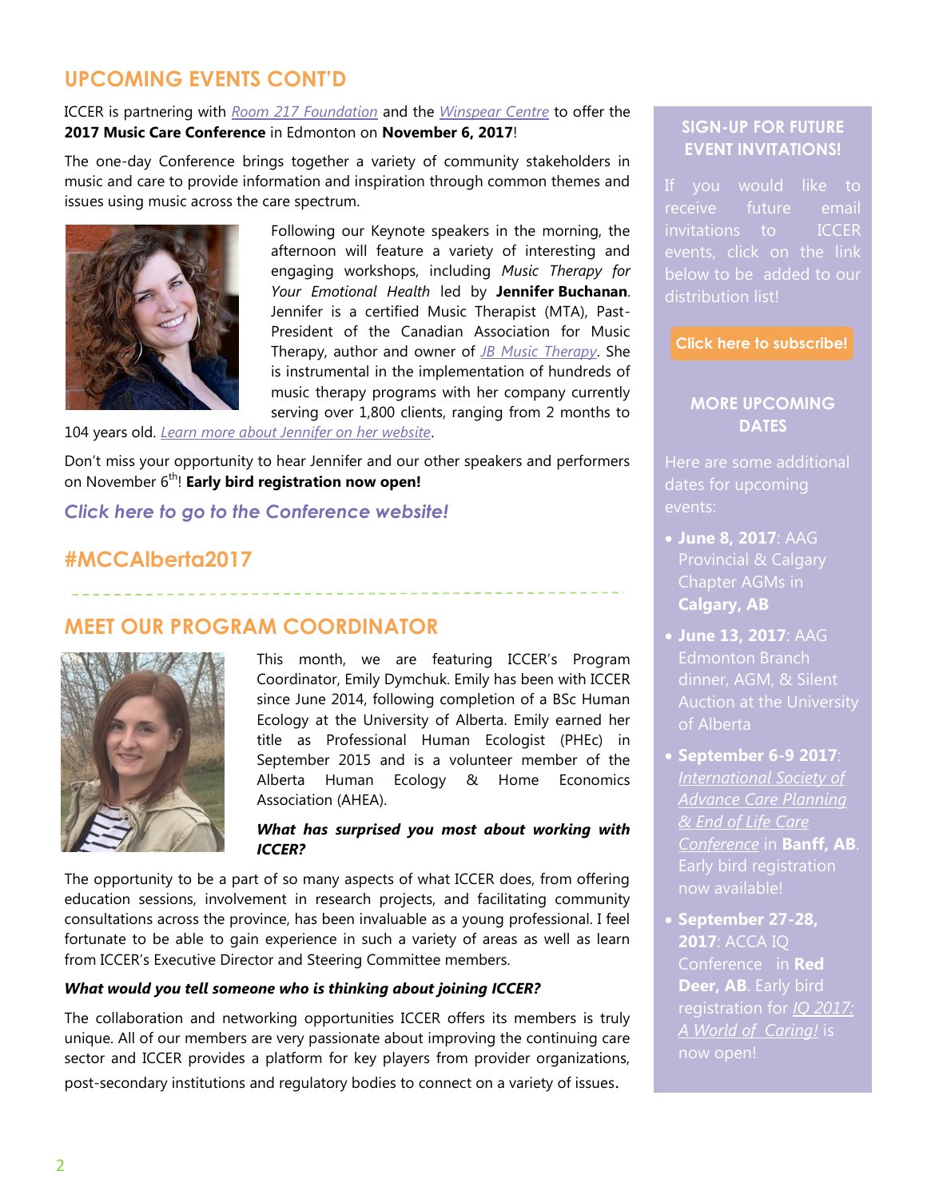## UPCOMING EVENTS CONT'D

ICCER is partnering with *Room 217 Foundation* and the *Winspear Centre* to offer the **2017 Music Care Conference** in Edmonton on **November 6, 2017**!

The one-day Conference brings together a variety of community stakeholders in music and care to provide information and inspiration through common themes and issues using music across the care spectrum.

Following our Keynote speakers in the morning, the afternoon will feature a variety of interesting and engaging workshops, including *Music Therapy for Your Emotional Health* led by **Jennifer Buchanan**. Jennifer is a certified Music Therapist (MTA), Past-President of the Canadian Association for Music Therapy, author and owner of *JB Music Therapy*. She is instrumental in the implementation of hundreds of music therapy programs with her company currently serving over 1,800 clients, ranging from 2 months to 104 years old. *Learn more about Jennifer on her website*.

Don't miss your opportunity to hear Jennifer and our other speakers and performers on November 6th! **Early bird registration now open!**

***Click here to go to the Conference website!***

## #MCCAlberta2017

## MEET OUR PROGRAM COORDINATOR

This month, we are featuring ICCER's Program Coordinator, Emily Dymchuk. Emily has been with ICCER since June 2014, following completion of a BSc Human Ecology at the University of Alberta. Emily earned her title as Professional Human Ecologist (PHEc) in September 2015 and is a volunteer member of the Alberta Human Ecology & Home Economics Association (AHEA).

***What has surprised you most about working with ICCER?***

The opportunity to be a part of so many aspects of what ICCER does, from offering education sessions, involvement in research projects, and facilitating community consultations across the province, has been invaluable as a young professional. I feel fortunate to be able to gain experience in such a variety of areas as well as learn from ICCER's Executive Director and Steering Committee members.

***What would you tell someone who is thinking about joining ICCER?***

The collaboration and networking opportunities ICCER offers its members is truly unique. All of our members are very passionate about improving the continuing care sector and ICCER provides a platform for key players from provider organizations, post-secondary institutions and regulatory bodies to connect on a variety of issues.

### SIGN-UP FOR FUTURE EVENT INVITATIONS!

If you would like to receive future email invitations to ICCER events, click on the link below to be added to our distribution list!

**Click here to subscribe!**

### MORE UPCOMING DATES

Here are some additional dates for upcoming events:

- **June 8, 2017**: AAG Provincial & Calgary Chapter AGMs in **Calgary, AB**
- **June 13, 2017**: AAG Edmonton Branch dinner, AGM, & Silent Auction at the University of Alberta
- **September 6-9 2017**: *International Society of Advance Care Planning & End of Life Care Conference* in **Banff, AB**. Early bird registration now available!
- **September 27-28, 2017**: ACCA IQ Conference in **Red Deer, AB**. Early bird registration for *IQ 2017: A World of Caring!* is now open!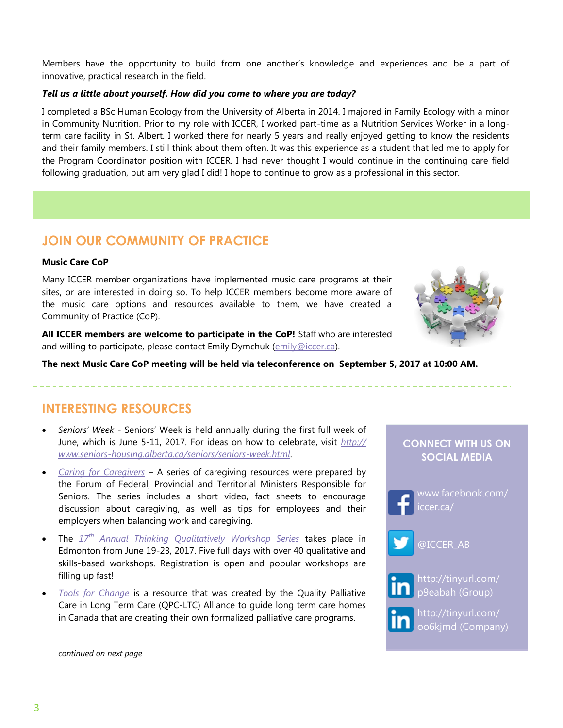Members have the opportunity to build from one another's knowledge and experiences and be a part of innovative, practical research in the field.

***Tell us a little about yourself. How did you come to where you are today?***

I completed a BSc Human Ecology from the University of Alberta in 2014. I majored in Family Ecology with a minor in Community Nutrition. Prior to my role with ICCER, I worked part-time as a Nutrition Services Worker in a long-term care facility in St. Albert. I worked there for nearly 5 years and really enjoyed getting to know the residents and their family members. I still think about them often. It was this experience as a student that led me to apply for the Program Coordinator position with ICCER. I had never thought I would continue in the continuing care field following graduation, but am very glad I did! I hope to continue to grow as a professional in this sector.

## JOIN OUR COMMUNITY OF PRACTICE

**Music Care CoP**

Many ICCER member organizations have implemented music care programs at their sites, or are interested in doing so. To help ICCER members become more aware of the music care options and resources available to them, we have created a Community of Practice (CoP).

**All ICCER members are welcome to participate in the CoP!** Staff who are interested and willing to participate, please contact Emily Dymchuk (emily@iccer.ca).

**The next Music Care CoP meeting will be held via teleconference on September 5, 2017 at 10:00 AM.**

## INTERESTING RESOURCES

- *Seniors' Week* - Seniors' Week is held annually during the first full week of June, which is June 5-11, 2017. For ideas on how to celebrate, visit http://www.seniors-housing.alberta.ca/seniors/seniors-week.html.
- *Caring for Caregivers* – A series of caregiving resources were prepared by the Forum of Federal, Provincial and Territorial Ministers Responsible for Seniors. The series includes a short video, fact sheets to encourage discussion about caregiving, as well as tips for employees and their employers when balancing work and caregiving.
- The *17th Annual Thinking Qualitatively Workshop Series* takes place in Edmonton from June 19-23, 2017. Five full days with over 40 qualitative and skills-based workshops. Registration is open and popular workshops are filling up fast!
- *Tools for Change* is a resource that was created by the Quality Palliative Care in Long Term Care (QPC-LTC) Alliance to guide long term care homes in Canada that are creating their own formalized palliative care programs.

*continued on next page*

### CONNECT WITH US ON SOCIAL MEDIA

www.facebook.com/iccer.ca/

@ICCER_AB

http://tinyurl.com/p9eabah (Group)

http://tinyurl.com/oo6kjmd (Company)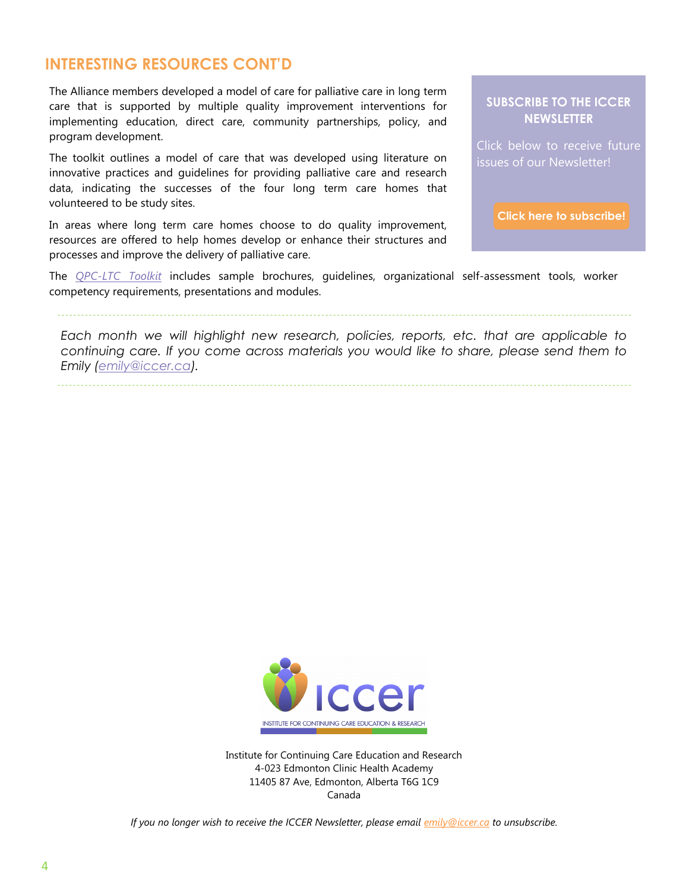## INTERESTING RESOURCES CONT'D

The Alliance members developed a model of care for palliative care in long term care that is supported by multiple quality improvement interventions for implementing education, direct care, community partnerships, policy, and program development.

The toolkit outlines a model of care that was developed using literature on innovative practices and guidelines for providing palliative care and research data, indicating the successes of the four long term care homes that volunteered to be study sites.

In areas where long term care homes choose to do quality improvement, resources are offered to help homes develop or enhance their structures and processes and improve the delivery of palliative care.

The *QPC-LTC Toolkit* includes sample brochures, guidelines, organizational self-assessment tools, worker competency requirements, presentations and modules.

### SUBSCRIBE TO THE ICCER NEWSLETTER

Click below to receive future issues of our Newsletter!

**Click here to subscribe!**

---

*Each month we will highlight new research, policies, reports, etc. that are applicable to continuing care. If you come across materials you would like to share, please send them to Emily (emily@iccer.ca).*

---

iccer
INSTITUTE FOR CONTINUING CARE EDUCATION & RESEARCH

Institute for Continuing Care Education and Research
4-023 Edmonton Clinic Health Academy
11405 87 Ave, Edmonton, Alberta T6G 1C9
Canada

*If you no longer wish to receive the ICCER Newsletter, please email emily@iccer.ca to unsubscribe.*